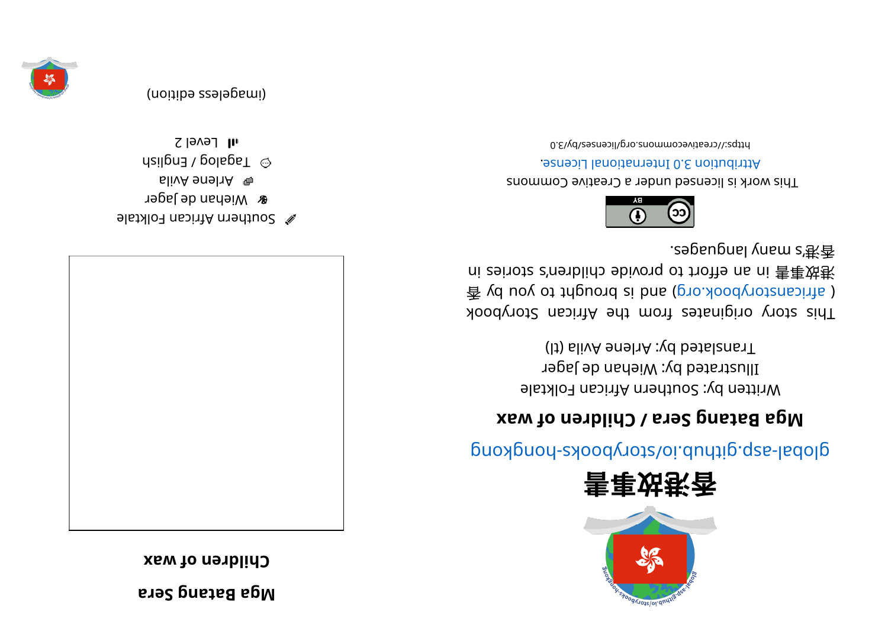# Mga Batang Sera

## Children of wax

✎ Southern African Folktale
Wiehan de Jager
Arlene Avila
Tagalog / English
Level 2

(imageless edition)

# 香港故事書

global-asp.github.io/storybooks-hongkong

**Mga Batang Sera / Children of wax**

Written by: Southern African Folktale
Illustrated by: Wiehan de Jager
Translated by: Arlene Avila (tl)

This story originates from the African Storybook ( africanstorybook.org ) and is brought to you by 香港故事書 in an effort to provide children's stories in 香港's many languages.

This work is licensed under a Creative Commons Attribution 3.0 International License.

https://creativecommons.org/licenses/by/3.0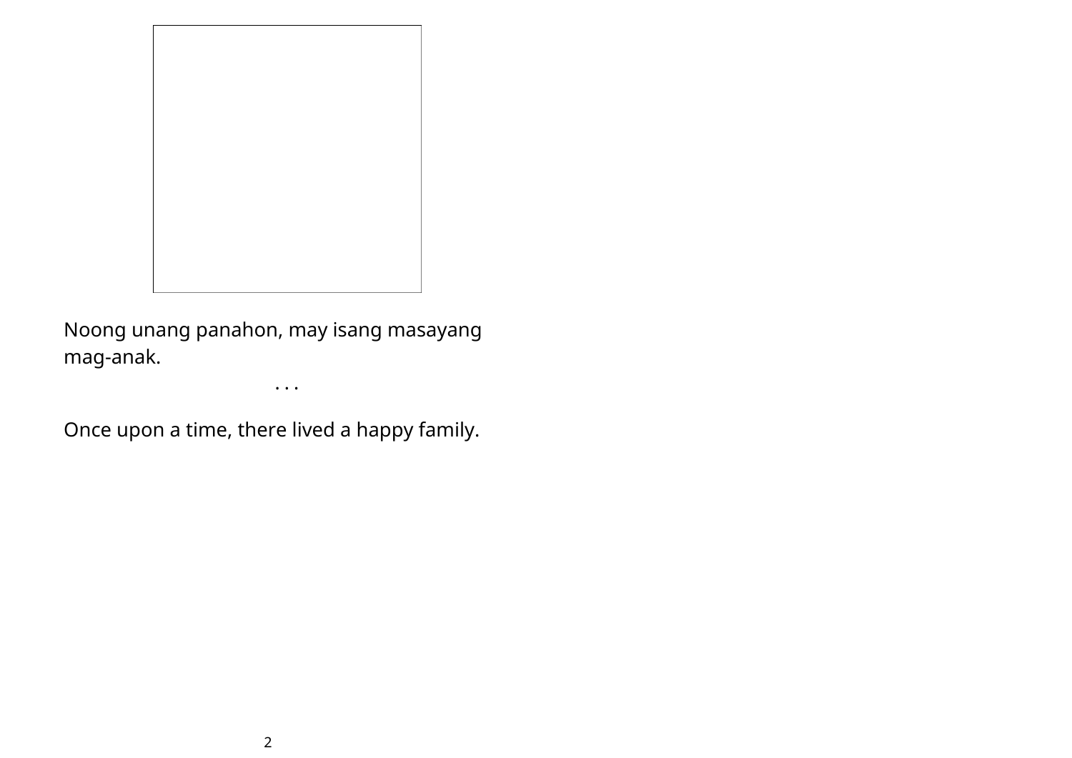Noong unang panahon, may isang masayang mag-anak.

. . .

Once upon a time, there lived a happy family.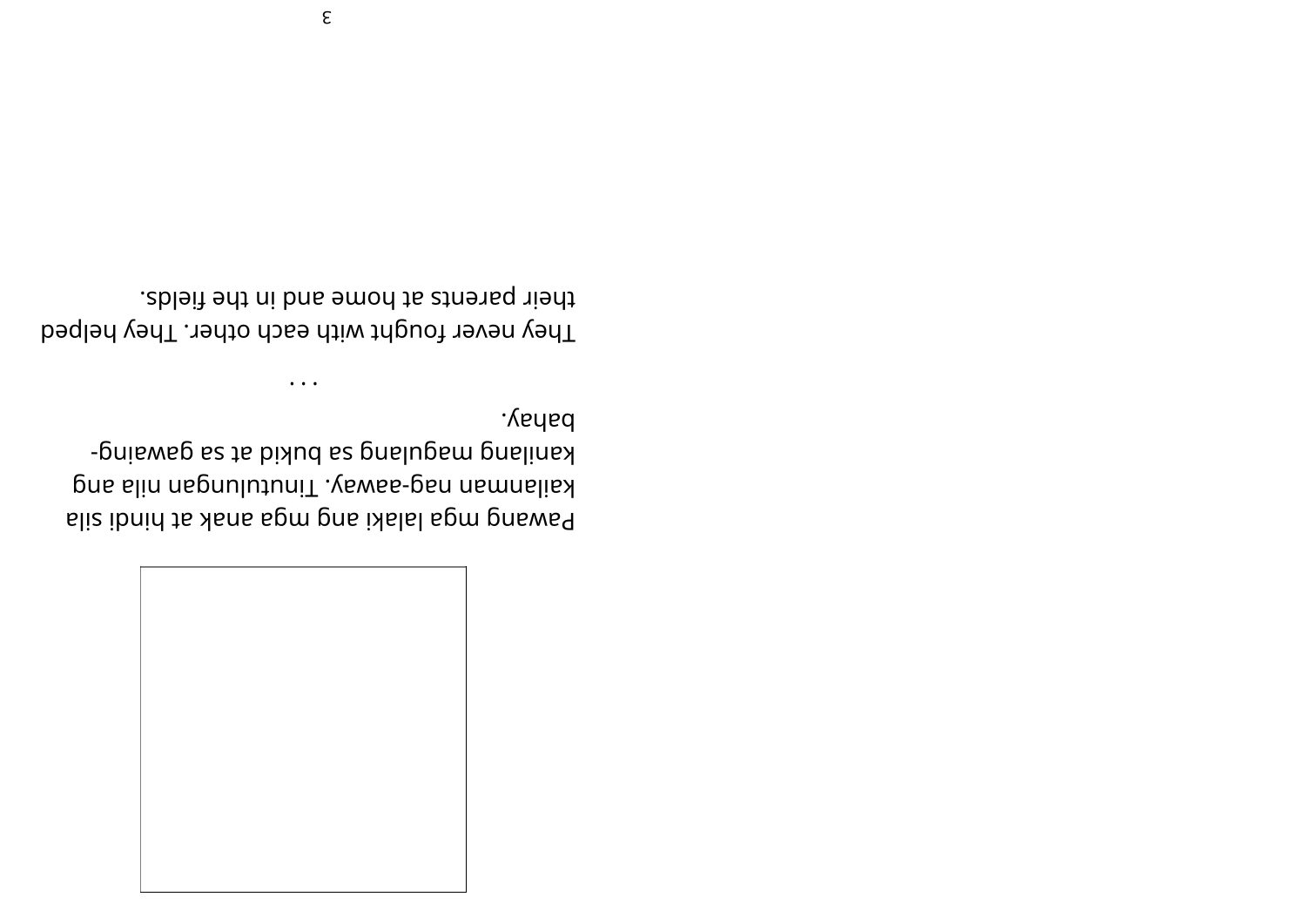Pawang mga lalaki ang mga anak at hindi sila kailanman nag-aaway. Tinutulungan nila ang kanilang magulang sa bukid at sa gawaing-bahay.

. . .

They never fought with each other. They helped their parents at home and in the fields.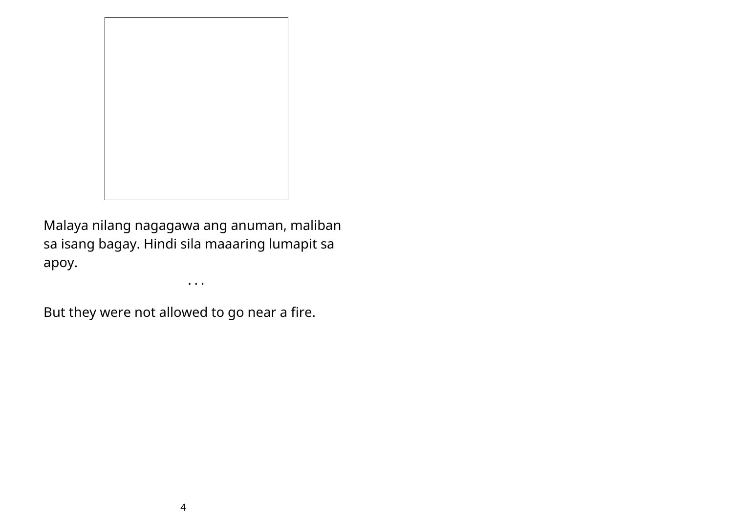Malaya nilang nagagawa ang anuman, maliban sa isang bagay. Hindi sila maaaring lumapit sa apoy.

. . .

But they were not allowed to go near a fire.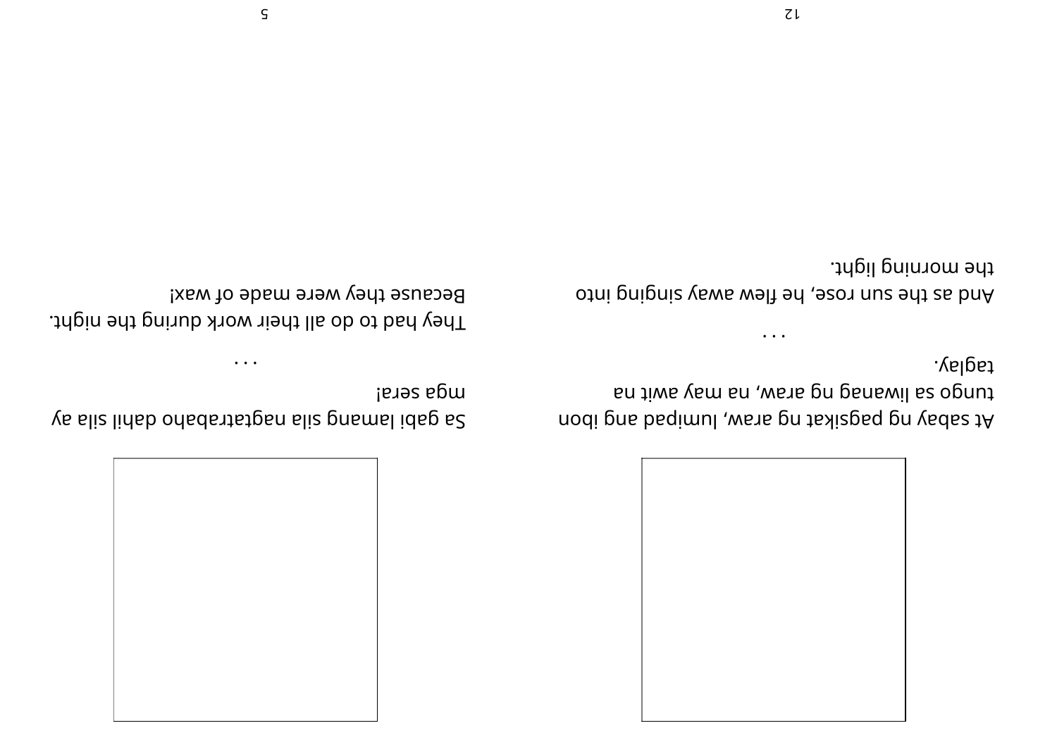At sabay ng pagsikat ng araw, lumipad ang ibon tungo sa liwanag ng araw, na may awit na taglay.

. . .

And as the sun rose, he flew away singing into the morning light.

Sa gabi lamang sila nagtatrabaho dahil sila ay mga sera!

. . .

They had to do all their work during the night. Because they were made of wax!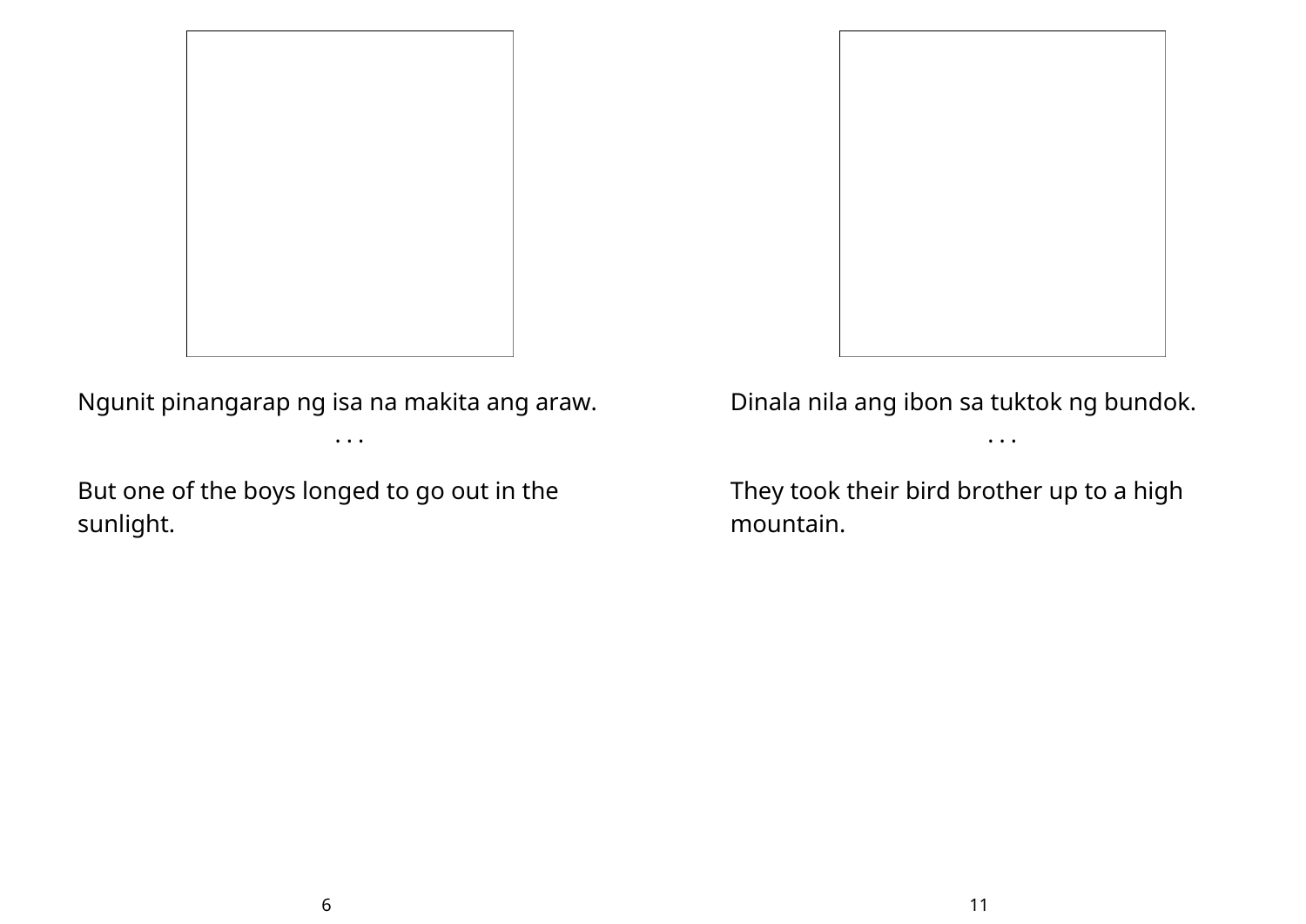Ngunit pinangarap ng isa na makita ang araw.

. . .

But one of the boys longed to go out in the sunlight.

Dinala nila ang ibon sa tuktok ng bundok.

. . .

They took their bird brother up to a high mountain.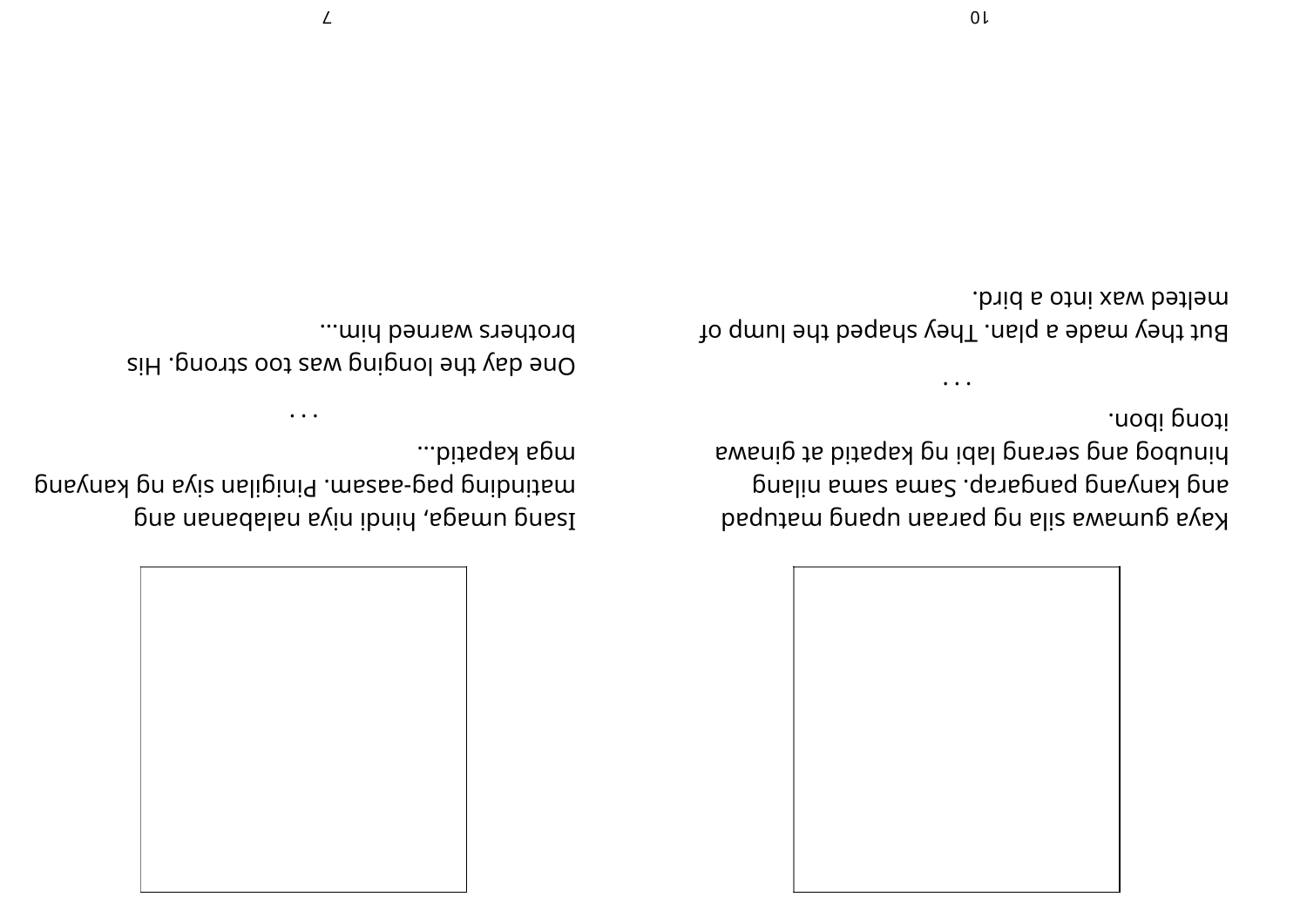Isang umaga, hindi niya nalabanan ang matinding pag-aasam. Pinigilan siya ng kanyang mga kapatid...

. . .

One day the longing was too strong. His brothers warned him...

Kaya gumawa sila ng paraan upang matupad ang kanyang pangarap. Sama sama nilang hinubog ang serang labi ng kapatid at ginawa itong ibon.

. . .

But they made a plan. They shaped the lump of melted wax into a bird.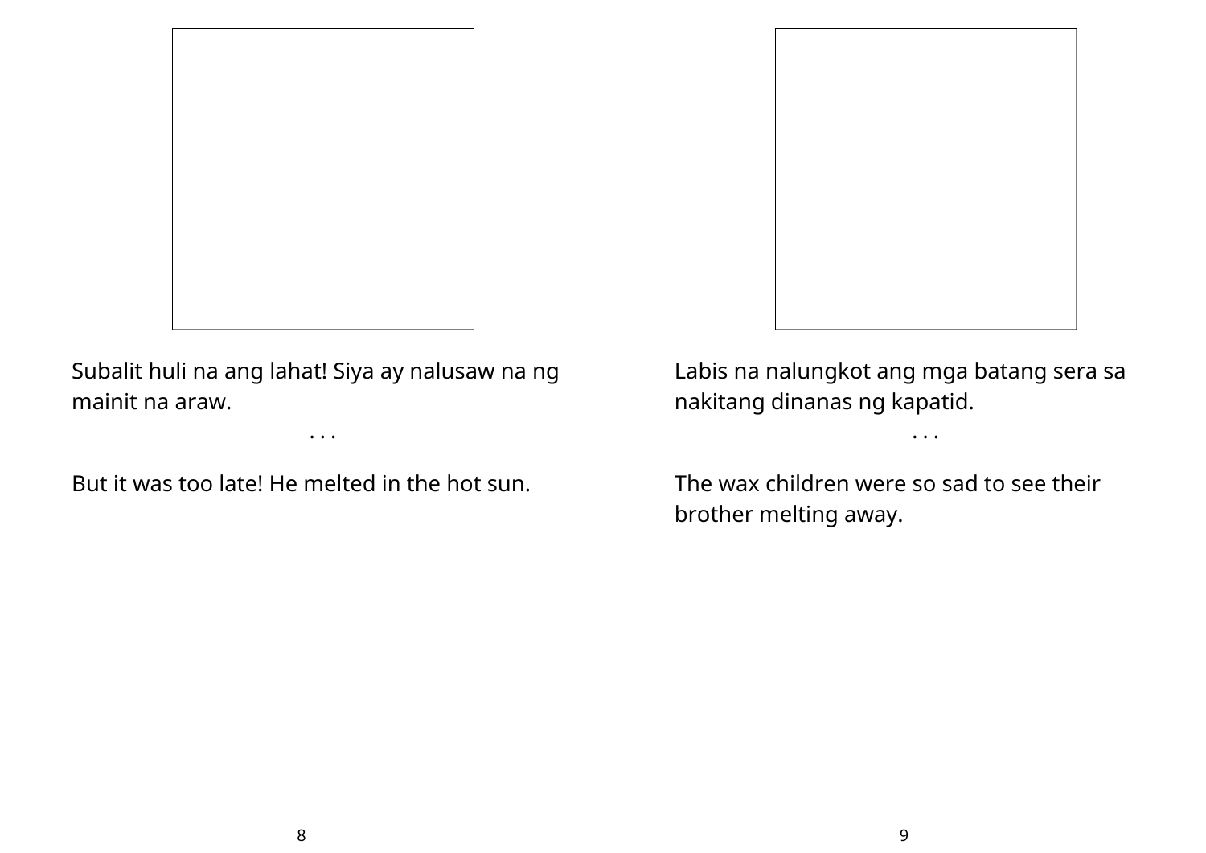Subalit huli na ang lahat! Siya ay nalusaw na ng mainit na araw.

. . .

But it was too late! He melted in the hot sun.

Labis na nalungkot ang mga batang sera sa nakitang dinanas ng kapatid.

. . .

The wax children were so sad to see their brother melting away.